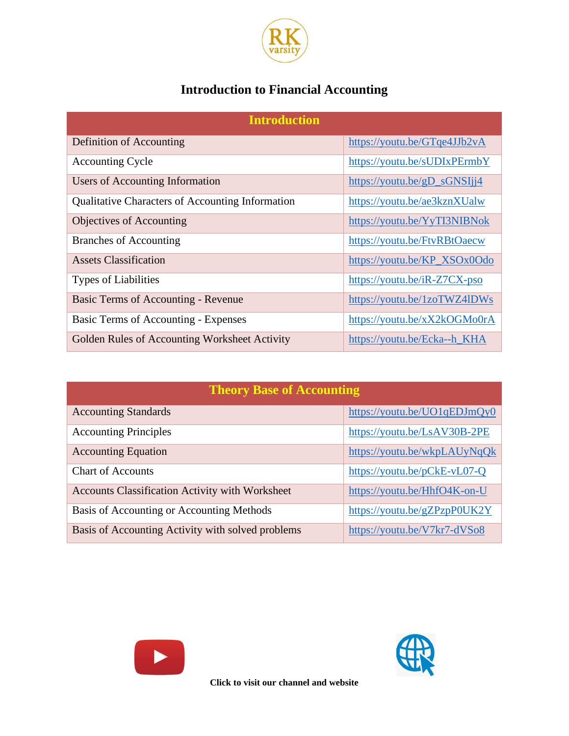# Introduction to Financial Accounting

| Introduction | |
|---|---|
| Definition of Accounting | https://youtu.be/GTqe4JJb2vA |
| Accounting Cycle | https://youtu.be/sUDIxPErmbY |
| Users of Accounting Information | https://youtu.be/gD_sGNSIjj4 |
| Qualitative Characters of Accounting Information | https://youtu.be/ae3kznXUalw |
| Objectives of Accounting | https://youtu.be/YyTI3NIBNok |
| Branches of Accounting | https://youtu.be/FtvRBtOaecw |
| Assets Classification | https://youtu.be/KP_XSOx0Odo |
| Types of Liabilities | https://youtu.be/iR-Z7CX-pso |
| Basic Terms of Accounting - Revenue | https://youtu.be/1zoTWZ4lDWs |
| Basic Terms of Accounting - Expenses | https://youtu.be/xX2kOGMo0rA |
| Golden Rules of Accounting Worksheet Activity | https://youtu.be/Ecka--h_KHA |

| Theory Base of Accounting | |
|---|---|
| Accounting Standards | https://youtu.be/UO1qEDJmQy0 |
| Accounting Principles | https://youtu.be/LsAV30B-2PE |
| Accounting Equation | https://youtu.be/wkpLAUyNqQk |
| Chart of Accounts | https://youtu.be/pCkE-vL07-Q |
| Accounts Classification Activity with Worksheet | https://youtu.be/HhfO4K-on-U |
| Basis of Accounting or Accounting Methods | https://youtu.be/gZPzpP0UK2Y |
| Basis of Accounting Activity with solved problems | https://youtu.be/V7kr7-dVSo8 |

**Click to visit our channel and website**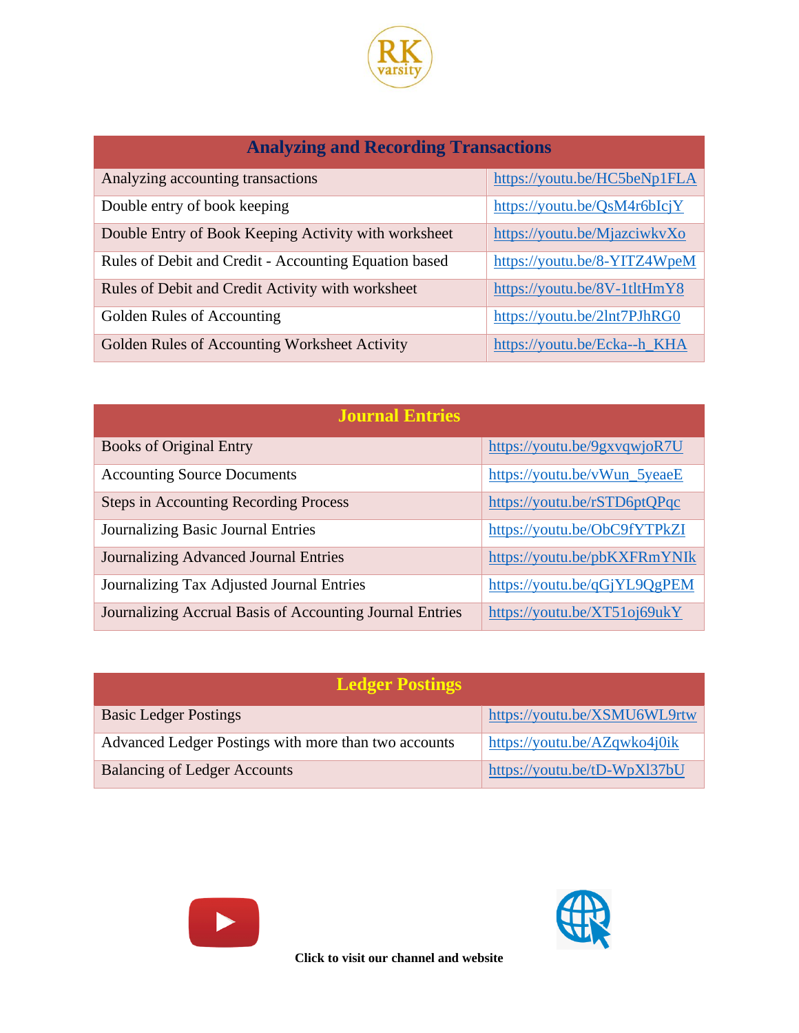| Analyzing and Recording Transactions | |
| --- | --- |
| Analyzing accounting transactions | https://youtu.be/HC5beNp1FLA |
| Double entry of book keeping | https://youtu.be/QsM4r6bIcjY |
| Double Entry of Book Keeping Activity with worksheet | https://youtu.be/MjazciwkvXo |
| Rules of Debit and Credit - Accounting Equation based | https://youtu.be/8-YITZ4WpeM |
| Rules of Debit and Credit Activity with worksheet | https://youtu.be/8V-1tltHmY8 |
| Golden Rules of Accounting | https://youtu.be/2lnt7PJhRG0 |
| Golden Rules of Accounting Worksheet Activity | https://youtu.be/Ecka--h_KHA |

| Journal Entries | |
| --- | --- |
| Books of Original Entry | https://youtu.be/9gxvqwjoR7U |
| Accounting Source Documents | https://youtu.be/vWun_5yeaeE |
| Steps in Accounting Recording Process | https://youtu.be/rSTD6ptQPqc |
| Journalizing Basic Journal Entries | https://youtu.be/ObC9fYTPkZI |
| Journalizing Advanced Journal Entries | https://youtu.be/pbKXFRmYNIk |
| Journalizing Tax Adjusted Journal Entries | https://youtu.be/qGjYL9QgPEM |
| Journalizing Accrual Basis of Accounting Journal Entries | https://youtu.be/XT51oj69ukY |

| Ledger Postings | |
| --- | --- |
| Basic Ledger Postings | https://youtu.be/XSMU6WL9rtw |
| Advanced Ledger Postings with more than two accounts | https://youtu.be/AZqwko4j0ik |
| Balancing of Ledger Accounts | https://youtu.be/tD-WpXl37bU |

**Click to visit our channel and website**